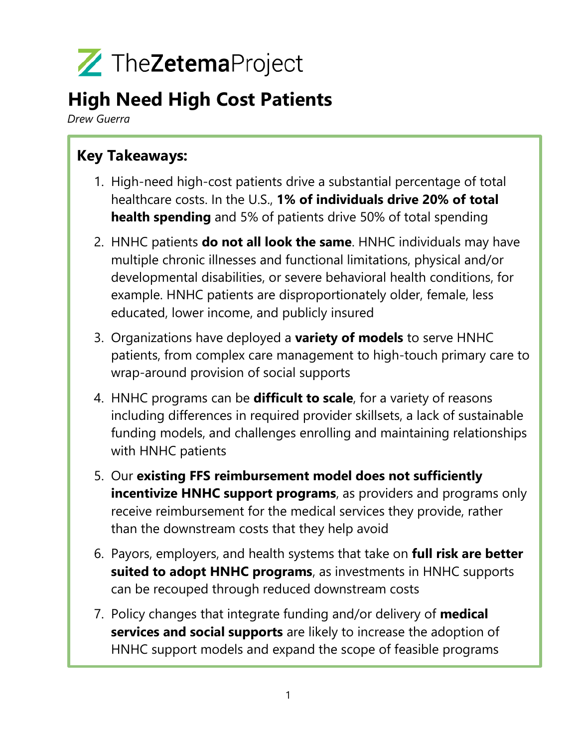TheZetemaProject

# High Need High Cost Patients

*Drew Guerra*

## Key Takeaways:

1. High-need high-cost patients drive a substantial percentage of total healthcare costs. In the U.S., **1% of individuals drive 20% of total health spending** and 5% of patients drive 50% of total spending
2. HNHC patients **do not all look the same**. HNHC individuals may have multiple chronic illnesses and functional limitations, physical and/or developmental disabilities, or severe behavioral health conditions, for example. HNHC patients are disproportionately older, female, less educated, lower income, and publicly insured
3. Organizations have deployed a **variety of models** to serve HNHC patients, from complex care management to high-touch primary care to wrap-around provision of social supports
4. HNHC programs can be **difficult to scale**, for a variety of reasons including differences in required provider skillsets, a lack of sustainable funding models, and challenges enrolling and maintaining relationships with HNHC patients
5. Our **existing FFS reimbursement model does not sufficiently incentivize HNHC support programs**, as providers and programs only receive reimbursement for the medical services they provide, rather than the downstream costs that they help avoid
6. Payors, employers, and health systems that take on **full risk are better suited to adopt HNHC programs**, as investments in HNHC supports can be recouped through reduced downstream costs
7. Policy changes that integrate funding and/or delivery of **medical services and social supports** are likely to increase the adoption of HNHC support models and expand the scope of feasible programs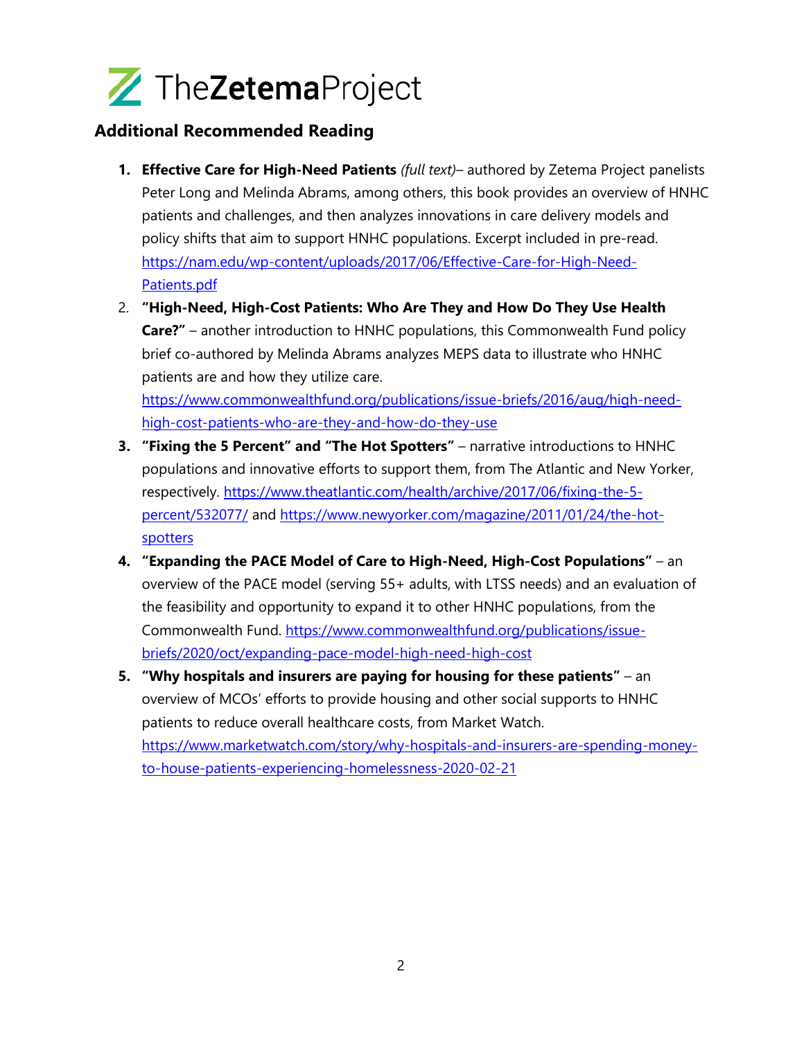TheZetemaProject

## Additional Recommended Reading

1. **Effective Care for High-Need Patients** *(full text)*– authored by Zetema Project panelists Peter Long and Melinda Abrams, among others, this book provides an overview of HNHC patients and challenges, and then analyzes innovations in care delivery models and policy shifts that aim to support HNHC populations. Excerpt included in pre-read. https://nam.edu/wp-content/uploads/2017/06/Effective-Care-for-High-Need-Patients.pdf
2. **"High-Need, High-Cost Patients: Who Are They and How Do They Use Health Care?"** – another introduction to HNHC populations, this Commonwealth Fund policy brief co-authored by Melinda Abrams analyzes MEPS data to illustrate who HNHC patients are and how they utilize care. https://www.commonwealthfund.org/publications/issue-briefs/2016/aug/high-need-high-cost-patients-who-are-they-and-how-do-they-use
3. **"Fixing the 5 Percent" and "The Hot Spotters"** – narrative introductions to HNHC populations and innovative efforts to support them, from The Atlantic and New Yorker, respectively. https://www.theatlantic.com/health/archive/2017/06/fixing-the-5-percent/532077/ and https://www.newyorker.com/magazine/2011/01/24/the-hot-spotters
4. **"Expanding the PACE Model of Care to High-Need, High-Cost Populations"** – an overview of the PACE model (serving 55+ adults, with LTSS needs) and an evaluation of the feasibility and opportunity to expand it to other HNHC populations, from the Commonwealth Fund. https://www.commonwealthfund.org/publications/issue-briefs/2020/oct/expanding-pace-model-high-need-high-cost
5. **"Why hospitals and insurers are paying for housing for these patients"** – an overview of MCOs' efforts to provide housing and other social supports to HNHC patients to reduce overall healthcare costs, from Market Watch. https://www.marketwatch.com/story/why-hospitals-and-insurers-are-spending-money-to-house-patients-experiencing-homelessness-2020-02-21